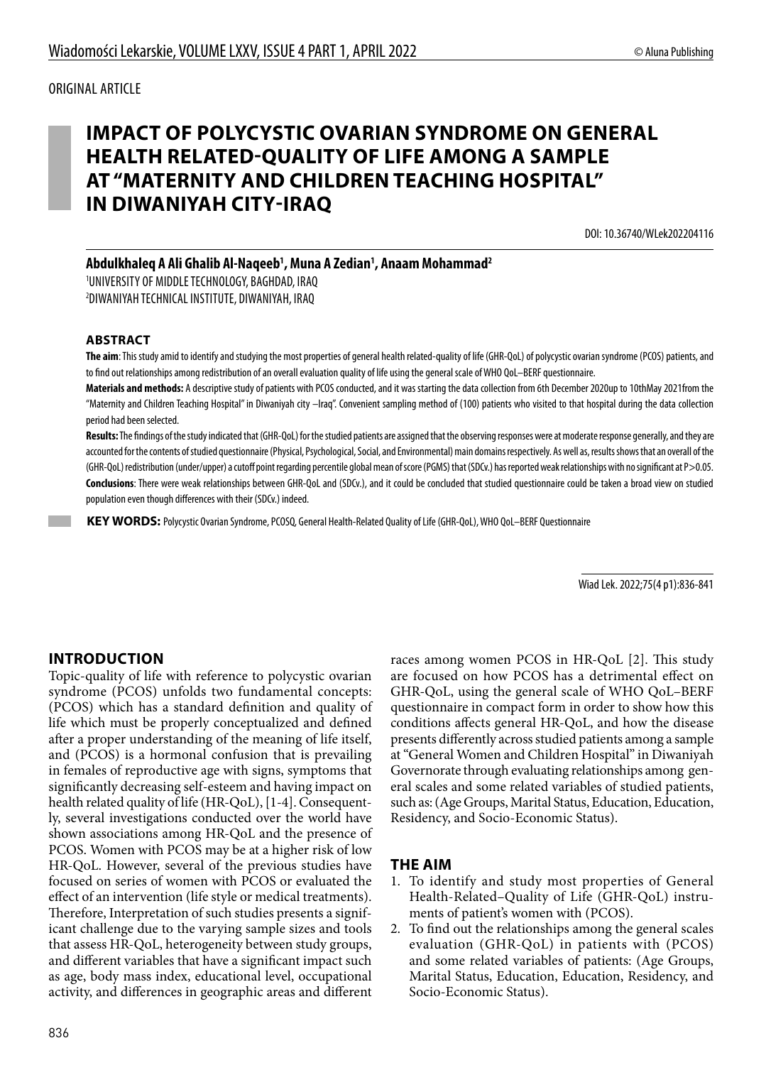ORIGINAL ARTICLE

# IMPACT OF POLYCYSTIC OVARIAN SYNDROME ON GENERAL HEALTH RELATED-QUALITY OF LIFE AMONG A SAMPLE AT "MATERNITY AND CHILDREN TEACHING HOSPITAL" IN DIWANIYAH CITY-IRAQ

DOI: 10.36740/WLek202204116

**Abdulkhaleq A Ali Ghalib Al-Naqeeb[1], Muna A Zedian[1], Anaam Mohammad[2]**

[1]UNIVERSITY OF MIDDLE TECHNOLOGY, BAGHDAD, IRAQ
[2]DIWANIYAH TECHNICAL INSTITUTE, DIWANIYAH, IRAQ

## ABSTRACT

**The aim**: This study amid to identify and studying the most properties of general health related-quality of life (GHR-QoL) of polycystic ovarian syndrome (PCOS) patients, and to find out relationships among redistribution of an overall evaluation quality of life using the general scale of WHO QoL–BERF questionnaire.

**Materials and methods:** A descriptive study of patients with PCOS conducted, and it was starting the data collection from 6th December 2020up to 10thMay 2021from the "Maternity and Children Teaching Hospital" in Diwaniyah city –Iraq". Convenient sampling method of (100) patients who visited to that hospital during the data collection period had been selected.

**Results:** The findings of the study indicated that (GHR-QoL) for the studied patients are assigned that the observing responses were at moderate response generally, and they are accounted for the contents of studied questionnaire (Physical, Psychological, Social, and Environmental) main domains respectively. As well as, results shows that an overall of the (GHR-QoL) redistribution (under/upper) a cutoff point regarding percentile global mean of score (PGMS) that (SDCv.) has reported weak relationships with no significant at P>0.05.

**Conclusions**: There were weak relationships between GHR-QoL and (SDCv.), and it could be concluded that studied questionnaire could be taken a broad view on studied population even though differences with their (SDCv.) indeed.

**KEY WORDS:** Polycystic Ovarian Syndrome, PCOSQ, General Health-Related Quality of Life (GHR-QoL), WHO QoL–BERF Questionnaire

Wiad Lek. 2022;75(4 p1):836-841

## INTRODUCTION

Topic-quality of life with reference to polycystic ovarian syndrome (PCOS) unfolds two fundamental concepts: (PCOS) which has a standard definition and quality of life which must be properly conceptualized and defined after a proper understanding of the meaning of life itself, and (PCOS) is a hormonal confusion that is prevailing in females of reproductive age with signs, symptoms that significantly decreasing self-esteem and having impact on health related quality of life (HR-QoL), [1-4]. Consequently, several investigations conducted over the world have shown associations among HR-QoL and the presence of PCOS. Women with PCOS may be at a higher risk of low HR-QoL. However, several of the previous studies have focused on series of women with PCOS or evaluated the effect of an intervention (life style or medical treatments). Therefore, Interpretation of such studies presents a significant challenge due to the varying sample sizes and tools that assess HR-QoL, heterogeneity between study groups, and different variables that have a significant impact such as age, body mass index, educational level, occupational activity, and differences in geographic areas and different races among women PCOS in HR-QoL [2]. This study are focused on how PCOS has a detrimental effect on GHR-QoL, using the general scale of WHO QoL–BERF questionnaire in compact form in order to show how this conditions affects general HR-QoL, and how the disease presents differently across studied patients among a sample at "General Women and Children Hospital" in Diwaniyah Governorate through evaluating relationships among general scales and some related variables of studied patients, such as: (Age Groups, Marital Status, Education, Education, Residency, and Socio-Economic Status).

## THE AIM

1. To identify and study most properties of General Health-Related–Quality of Life (GHR-QoL) instruments of patient's women with (PCOS).
2. To find out the relationships among the general scales evaluation (GHR-QoL) in patients with (PCOS) and some related variables of patients: (Age Groups, Marital Status, Education, Education, Residency, and Socio-Economic Status).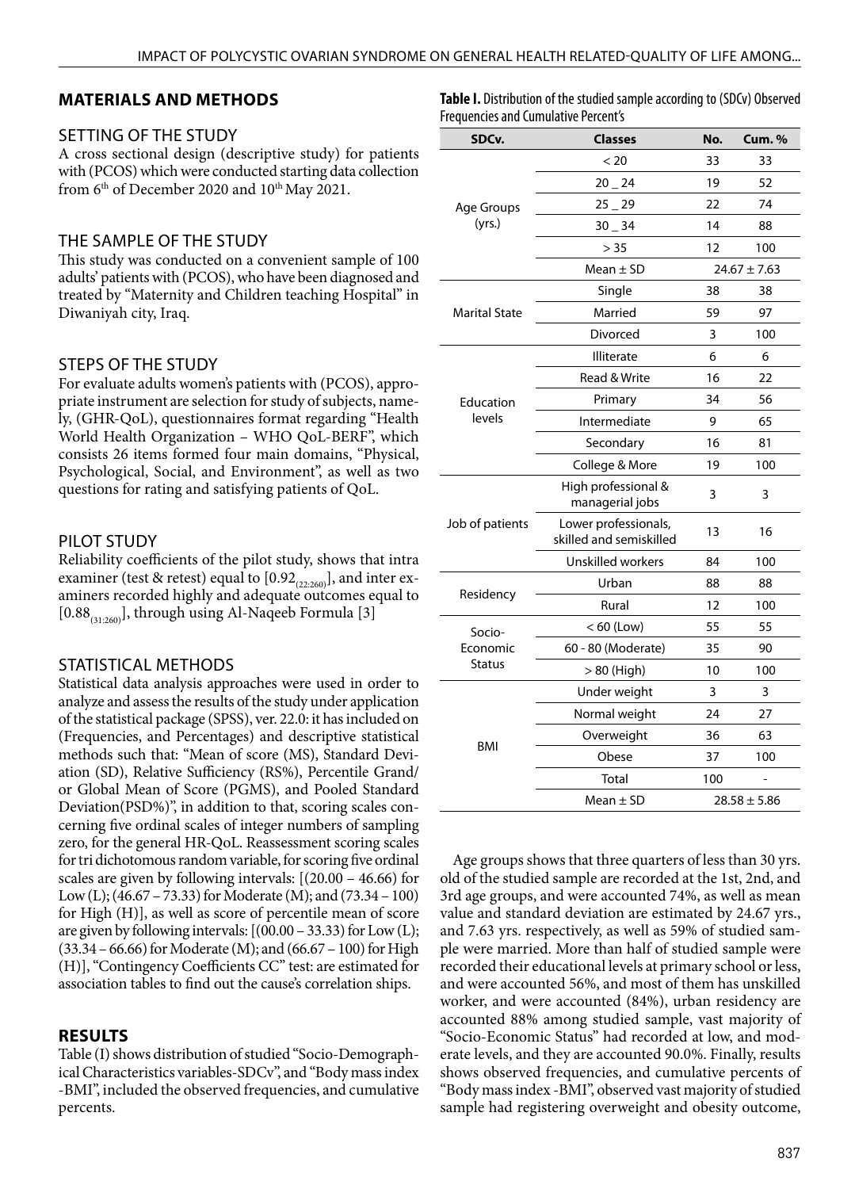## MATERIALS AND METHODS

### SETTING OF THE STUDY

A cross sectional design (descriptive study) for patients with (PCOS) which were conducted starting data collection from 6th of December 2020 and 10th May 2021.

### THE SAMPLE OF THE STUDY

This study was conducted on a convenient sample of 100 adults' patients with (PCOS), who have been diagnosed and treated by "Maternity and Children teaching Hospital" in Diwaniyah city, Iraq.

### STEPS OF THE STUDY

For evaluate adults women's patients with (PCOS), appropriate instrument are selection for study of subjects, namely, (GHR-QoL), questionnaires format regarding "Health World Health Organization – WHO QoL-BERF", which consists 26 items formed four main domains, "Physical, Psychological, Social, and Environment", as well as two questions for rating and satisfying patients of QoL.

### PILOT STUDY

Reliability coefficients of the pilot study, shows that intra examiner (test & retest) equal to [$0.92_{(22:260)}$], and inter examiners recorded highly and adequate outcomes equal to [$0.88_{(31:260)}$], through using Al-Naqeeb Formula [3]

### STATISTICAL METHODS

Statistical data analysis approaches were used in order to analyze and assess the results of the study under application of the statistical package (SPSS), ver. 22.0: it has included on (Frequencies, and Percentages) and descriptive statistical methods such that: "Mean of score (MS), Standard Deviation (SD), Relative Sufficiency (RS%), Percentile Grand/ or Global Mean of Score (PGMS), and Pooled Standard Deviation(PSD%)", in addition to that, scoring scales concerning five ordinal scales of integer numbers of sampling zero, for the general HR-QoL. Reassessment scoring scales for tri dichotomous random variable, for scoring five ordinal scales are given by following intervals: [(20.00 – 46.66) for Low (L); (46.67 – 73.33) for Moderate (M); and (73.34 – 100) for High (H)], as well as score of percentile mean of score are given by following intervals: [(00.00 – 33.33) for Low (L); (33.34 – 66.66) for Moderate (M); and (66.67 – 100) for High (H)], "Contingency Coefficients CC" test: are estimated for association tables to find out the cause's correlation ships.

## RESULTS

Table (I) shows distribution of studied "Socio-Demographical Characteristics variables-SDCv", and "Body mass index -BMI", included the observed frequencies, and cumulative percents.

**Table I.** Distribution of the studied sample according to (SDCv) Observed Frequencies and Cumulative Percent's

| SDCv. | Classes | No. | Cum. % |
|---|---|---|---|
| Age Groups (yrs.) | < 20 | 33 | 33 |
| | 20 _ 24 | 19 | 52 |
| | 25 _ 29 | 22 | 74 |
| | 30 _ 34 | 14 | 88 |
| | > 35 | 12 | 100 |
| | Mean ± SD | 24.67 ± 7.63 | |
| Marital State | Single | 38 | 38 |
| | Married | 59 | 97 |
| | Divorced | 3 | 100 |
| Education levels | Illiterate | 6 | 6 |
| | Read & Write | 16 | 22 |
| | Primary | 34 | 56 |
| | Intermediate | 9 | 65 |
| | Secondary | 16 | 81 |
| | College & More | 19 | 100 |
| Job of patients | High professional & managerial jobs | 3 | 3 |
| | Lower professionals, skilled and semiskilled | 13 | 16 |
| | Unskilled workers | 84 | 100 |
| Residency | Urban | 88 | 88 |
| | Rural | 12 | 100 |
| Socio-Economic Status | < 60 (Low) | 55 | 55 |
| | 60 - 80 (Moderate) | 35 | 90 |
| | > 80 (High) | 10 | 100 |
| BMI | Under weight | 3 | 3 |
| | Normal weight | 24 | 27 |
| | Overweight | 36 | 63 |
| | Obese | 37 | 100 |
| | Total | 100 | - |
| | Mean ± SD | 28.58 ± 5.86 | |

Age groups shows that three quarters of less than 30 yrs. old of the studied sample are recorded at the 1st, 2nd, and 3rd age groups, and were accounted 74%, as well as mean value and standard deviation are estimated by 24.67 yrs., and 7.63 yrs. respectively, as well as 59% of studied sample were married. More than half of studied sample were recorded their educational levels at primary school or less, and were accounted 56%, and most of them has unskilled worker, and were accounted (84%), urban residency are accounted 88% among studied sample, vast majority of "Socio-Economic Status" had recorded at low, and moderate levels, and they are accounted 90.0%. Finally, results shows observed frequencies, and cumulative percents of "Body mass index -BMI", observed vast majority of studied sample had registering overweight and obesity outcome,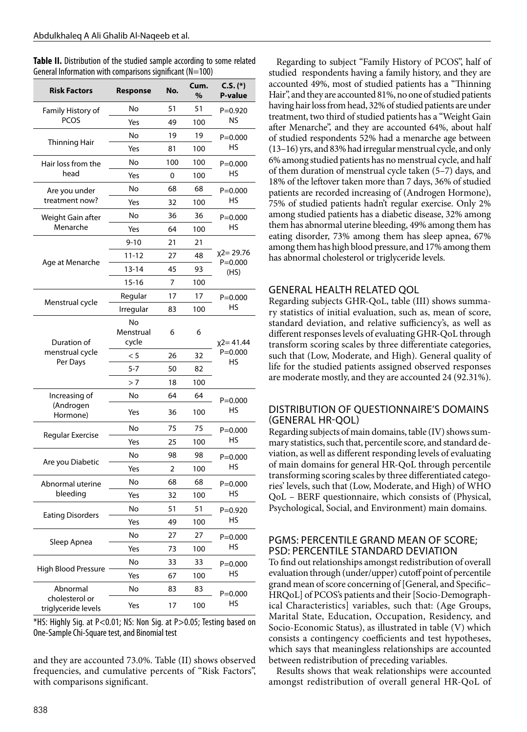**Table II.** Distribution of the studied sample according to some related General Information with comparisons significant (N=100)

| Risk Factors | Response | No. | Cum. % | C.S. (*) P-value |
|---|---|---|---|---|
| Family History of PCOS | No | 51 | 51 | P=0.920 NS |
| | Yes | 49 | 100 | |
| Thinning Hair | No | 19 | 19 | P=0.000 HS |
| | Yes | 81 | 100 | |
| Hair loss from the head | No | 100 | 100 | P=0.000 HS |
| | Yes | 0 | 100 | |
| Are you under treatment now? | No | 68 | 68 | P=0.000 HS |
| | Yes | 32 | 100 | |
| Weight Gain after Menarche | No | 36 | 36 | P=0.000 HS |
| | Yes | 64 | 100 | |
| Age at Menarche | 9-10 | 21 | 21 | $\chi^2$= 29.76 P=0.000 (HS) |
| | 11-12 | 27 | 48 | |
| | 13-14 | 45 | 93 | |
| | 15-16 | 7 | 100 | |
| Menstrual cycle | Regular | 17 | 17 | P=0.000 HS |
| | Irregular | 83 | 100 | |
| Duration of menstrual cycle Per Days | No Menstrual cycle | 6 | 6 | $\chi^2$= 41.44 P=0.000 HS |
| | < 5 | 26 | 32 | |
| | 5-7 | 50 | 82 | |
| | > 7 | 18 | 100 | |
| Increasing of (Androgen Hormone) | No | 64 | 64 | P=0.000 HS |
| | Yes | 36 | 100 | |
| Regular Exercise | No | 75 | 75 | P=0.000 HS |
| | Yes | 25 | 100 | |
| Are you Diabetic | No | 98 | 98 | P=0.000 HS |
| | Yes | 2 | 100 | |
| Abnormal uterine bleeding | No | 68 | 68 | P=0.000 HS |
| | Yes | 32 | 100 | |
| Eating Disorders | No | 51 | 51 | P=0.920 HS |
| | Yes | 49 | 100 | |
| Sleep Apnea | No | 27 | 27 | P=0.000 HS |
| | Yes | 73 | 100 | |
| High Blood Pressure | No | 33 | 33 | P=0.000 HS |
| | Yes | 67 | 100 | |
| Abnormal cholesterol or triglyceride levels | No | 83 | 83 | P=0.000 HS |
| | Yes | 17 | 100 | |

*HS: Highly Sig. at P<0.01; NS: Non Sig. at P>0.05; Testing based on One-Sample Chi-Square test, and Binomial test

and they are accounted 73.0%. Table (II) shows observed frequencies, and cumulative percents of "Risk Factors", with comparisons significant.

Regarding to subject "Family History of PCOS", half of studied respondents having a family history, and they are accounted 49%, most of studied patients has a "Thinning Hair", and they are accounted 81%, no one of studied patients having hair loss from head, 32% of studied patients are under treatment, two third of studied patients has a "Weight Gain after Menarche", and they are accounted 64%, about half of studied respondents 52% had a menarche age between (13–16) yrs, and 83% had irregular menstrual cycle, and only 6% among studied patients has no menstrual cycle, and half of them duration of menstrual cycle taken (5–7) days, and 18% of the leftover taken more than 7 days, 36% of studied patients are recorded increasing of (Androgen Hormone), 75% of studied patients hadn't regular exercise. Only 2% among studied patients has a diabetic disease, 32% among them has abnormal uterine bleeding, 49% among them has eating disorder, 73% among them has sleep apnea, 67% among them has high blood pressure, and 17% among them has abnormal cholesterol or triglyceride levels.

## GENERAL HEALTH RELATED QOL

Regarding subjects GHR-QoL, table (III) shows summary statistics of initial evaluation, such as, mean of score, standard deviation, and relative sufficiency's, as well as different responses levels of evaluating GHR-QoL through transform scoring scales by three differentiate categories, such that (Low, Moderate, and High). General quality of life for the studied patients assigned observed responses are moderate mostly, and they are accounted 24 (92.31%).

## DISTRIBUTION OF QUESTIONNAIRE'S DOMAINS (GENERAL HR-QOL)

Regarding subjects of main domains, table (IV) shows summary statistics, such that, percentile score, and standard deviation, as well as different responding levels of evaluating of main domains for general HR-QoL through percentile transforming scoring scales by three differentiated categories' levels, such that (Low, Moderate, and High) of WHO QoL – BERF questionnaire, which consists of (Physical, Psychological, Social, and Environment) main domains.

## PGMS: PERCENTILE GRAND MEAN OF SCORE; PSD: PERCENTILE STANDARD DEVIATION

To find out relationships amongst redistribution of overall evaluation through (under/upper) cutoff point of percentile grand mean of score concerning of [General, and Specific–HRQoL] of PCOS's patients and their [Socio-Demographical Characteristics] variables, such that: (Age Groups, Marital State, Education, Occupation, Residency, and Socio-Economic Status), as illustrated in table (V) which consists a contingency coefficients and test hypotheses, which says that meaningless relationships are accounted between redistribution of preceding variables.

Results shows that weak relationships were accounted amongst redistribution of overall general HR-QoL of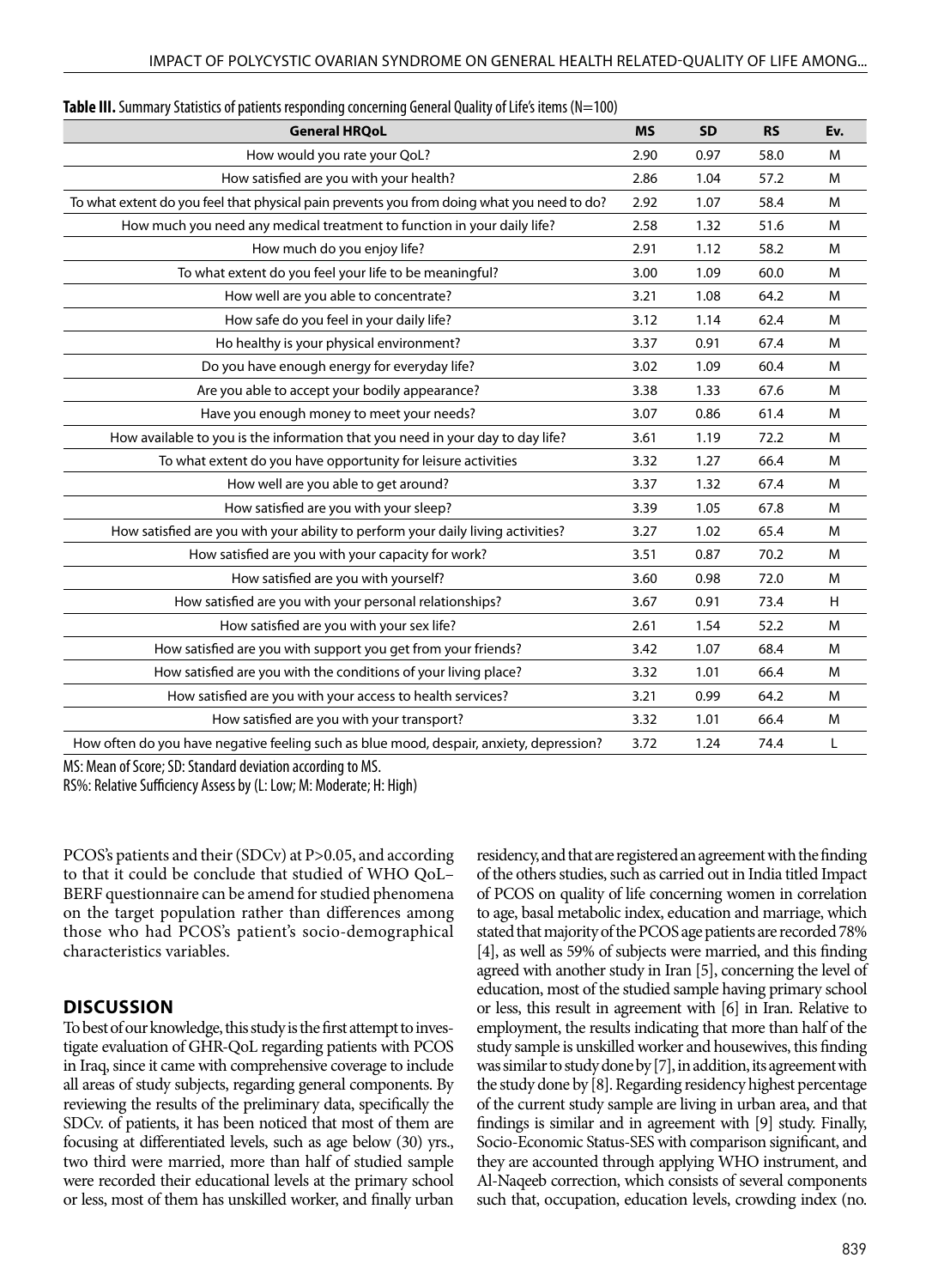**Table III.** Summary Statistics of patients responding concerning General Quality of Life's items (N=100)

| General HRQoL | MS | SD | RS | Ev. |
|---|---|---|---|---|
| How would you rate your QoL? | 2.90 | 0.97 | 58.0 | M |
| How satisfied are you with your health? | 2.86 | 1.04 | 57.2 | M |
| To what extent do you feel that physical pain prevents you from doing what you need to do? | 2.92 | 1.07 | 58.4 | M |
| How much you need any medical treatment to function in your daily life? | 2.58 | 1.32 | 51.6 | M |
| How much do you enjoy life? | 2.91 | 1.12 | 58.2 | M |
| To what extent do you feel your life to be meaningful? | 3.00 | 1.09 | 60.0 | M |
| How well are you able to concentrate? | 3.21 | 1.08 | 64.2 | M |
| How safe do you feel in your daily life? | 3.12 | 1.14 | 62.4 | M |
| Ho healthy is your physical environment? | 3.37 | 0.91 | 67.4 | M |
| Do you have enough energy for everyday life? | 3.02 | 1.09 | 60.4 | M |
| Are you able to accept your bodily appearance? | 3.38 | 1.33 | 67.6 | M |
| Have you enough money to meet your needs? | 3.07 | 0.86 | 61.4 | M |
| How available to you is the information that you need in your day to day life? | 3.61 | 1.19 | 72.2 | M |
| To what extent do you have opportunity for leisure activities | 3.32 | 1.27 | 66.4 | M |
| How well are you able to get around? | 3.37 | 1.32 | 67.4 | M |
| How satisfied are you with your sleep? | 3.39 | 1.05 | 67.8 | M |
| How satisfied are you with your ability to perform your daily living activities? | 3.27 | 1.02 | 65.4 | M |
| How satisfied are you with your capacity for work? | 3.51 | 0.87 | 70.2 | M |
| How satisfied are you with yourself? | 3.60 | 0.98 | 72.0 | M |
| How satisfied are you with your personal relationships? | 3.67 | 0.91 | 73.4 | H |
| How satisfied are you with your sex life? | 2.61 | 1.54 | 52.2 | M |
| How satisfied are you with support you get from your friends? | 3.42 | 1.07 | 68.4 | M |
| How satisfied are you with the conditions of your living place? | 3.32 | 1.01 | 66.4 | M |
| How satisfied are you with your access to health services? | 3.21 | 0.99 | 64.2 | M |
| How satisfied are you with your transport? | 3.32 | 1.01 | 66.4 | M |
| How often do you have negative feeling such as blue mood, despair, anxiety, depression? | 3.72 | 1.24 | 74.4 | L |

MS: Mean of Score; SD: Standard deviation according to MS.
RS%: Relative Sufficiency Assess by (L: Low; M: Moderate; H: High)

PCOS's patients and their (SDCv) at P>0.05, and according to that it could be conclude that studied of WHO QoL–BERF questionnaire can be amend for studied phenomena on the target population rather than differences among those who had PCOS's patient's socio-demographical characteristics variables.

## DISCUSSION

To best of our knowledge, this study is the first attempt to investigate evaluation of GHR-QoL regarding patients with PCOS in Iraq, since it came with comprehensive coverage to include all areas of study subjects, regarding general components. By reviewing the results of the preliminary data, specifically the SDCv. of patients, it has been noticed that most of them are focusing at differentiated levels, such as age below (30) yrs., two third were married, more than half of studied sample were recorded their educational levels at the primary school or less, most of them has unskilled worker, and finally urban residency, and that are registered an agreement with the finding of the others studies, such as carried out in India titled Impact of PCOS on quality of life concerning women in correlation to age, basal metabolic index, education and marriage, which stated that majority of the PCOS age patients are recorded 78% [4], as well as 59% of subjects were married, and this finding agreed with another study in Iran [5], concerning the level of education, most of the studied sample having primary school or less, this result in agreement with [6] in Iran. Relative to employment, the results indicating that more than half of the study sample is unskilled worker and housewives, this finding was similar to study done by [7], in addition, its agreement with the study done by [8]. Regarding residency highest percentage of the current study sample are living in urban area, and that findings is similar and in agreement with [9] study. Finally, Socio-Economic Status-SES with comparison significant, and they are accounted through applying WHO instrument, and Al-Naqeeb correction, which consists of several components such that, occupation, education levels, crowding index (no.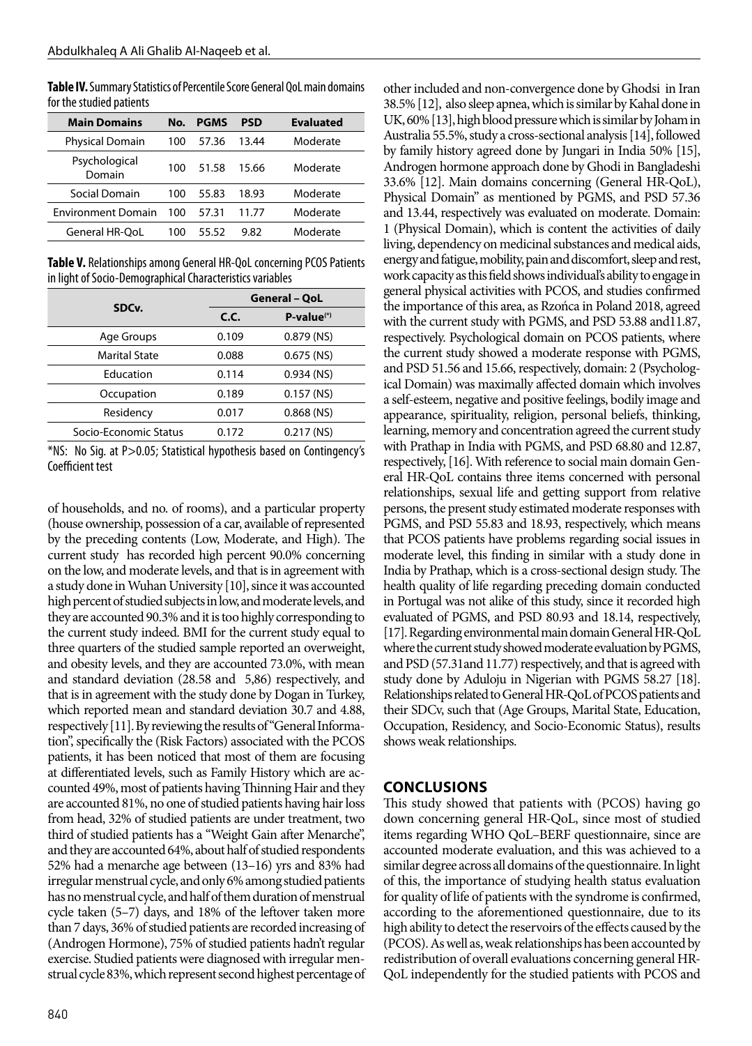**Table IV.** Summary Statistics of Percentile Score General QoL main domains for the studied patients

| Main Domains | No. | PGMS | PSD | Evaluated |
|---|---|---|---|---|
| Physical Domain | 100 | 57.36 | 13.44 | Moderate |
| Psychological Domain | 100 | 51.58 | 15.66 | Moderate |
| Social Domain | 100 | 55.83 | 18.93 | Moderate |
| Environment Domain | 100 | 57.31 | 11.77 | Moderate |
| General HR-QoL | 100 | 55.52 | 9.82 | Moderate |

**Table V.** Relationships among General HR-QoL concerning PCOS Patients in light of Socio-Demographical Characteristics variables

| SDCv. | General – QoL | |
|---|---|---|
| | C.C. | P-value(*) |
| Age Groups | 0.109 | 0.879 (NS) |
| Marital State | 0.088 | 0.675 (NS) |
| Education | 0.114 | 0.934 (NS) |
| Occupation | 0.189 | 0.157 (NS) |
| Residency | 0.017 | 0.868 (NS) |
| Socio-Economic Status | 0.172 | 0.217 (NS) |

*NS: No Sig. at P>0.05; Statistical hypothesis based on Contingency's Coefficient test

of households, and no. of rooms), and a particular property (house ownership, possession of a car, available of represented by the preceding contents (Low, Moderate, and High). The current study has recorded high percent 90.0% concerning on the low, and moderate levels, and that is in agreement with a study done in Wuhan University [10], since it was accounted high percent of studied subjects in low, and moderate levels, and they are accounted 90.3% and it is too highly corresponding to the current study indeed. BMI for the current study equal to three quarters of the studied sample reported an overweight, and obesity levels, and they are accounted 73.0%, with mean and standard deviation (28.58 and 5,86) respectively, and that is in agreement with the study done by Dogan in Turkey, which reported mean and standard deviation 30.7 and 4.88, respectively [11]. By reviewing the results of "General Information", specifically the (Risk Factors) associated with the PCOS patients, it has been noticed that most of them are focusing at differentiated levels, such as Family History which are accounted 49%, most of patients having Thinning Hair and they are accounted 81%, no one of studied patients having hair loss from head, 32% of studied patients are under treatment, two third of studied patients has a "Weight Gain after Menarche", and they are accounted 64%, about half of studied respondents 52% had a menarche age between (13–16) yrs and 83% had irregular menstrual cycle, and only 6% among studied patients has no menstrual cycle, and half of them duration of menstrual cycle taken (5–7) days, and 18% of the leftover taken more than 7 days, 36% of studied patients are recorded increasing of (Androgen Hormone), 75% of studied patients hadn't regular exercise. Studied patients were diagnosed with irregular menstrual cycle 83%, which represent second highest percentage of other included and non-convergence done by Ghodsi in Iran 38.5% [12], also sleep apnea, which is similar by Kahal done in UK, 60% [13], high blood pressure which is similar by Joham in Australia 55.5%, study a cross-sectional analysis [14], followed by family history agreed done by Jungari in India 50% [15], Androgen hormone approach done by Ghodi in Bangladeshi 33.6% [12]. Main domains concerning (General HR-QoL), Physical Domain" as mentioned by PGMS, and PSD 57.36 and 13.44, respectively was evaluated on moderate. Domain: 1 (Physical Domain), which is content the activities of daily living, dependency on medicinal substances and medical aids, energy and fatigue, mobility, pain and discomfort, sleep and rest, work capacity as this field shows individual's ability to engage in general physical activities with PCOS, and studies confirmed the importance of this area, as Rzońca in Poland 2018, agreed with the current study with PGMS, and PSD 53.88 and11.87, respectively. Psychological domain on PCOS patients, where the current study showed a moderate response with PGMS, and PSD 51.56 and 15.66, respectively, domain: 2 (Psychological Domain) was maximally affected domain which involves a self-esteem, negative and positive feelings, bodily image and appearance, spirituality, religion, personal beliefs, thinking, learning, memory and concentration agreed the current study with Prathap in India with PGMS, and PSD 68.80 and 12.87, respectively, [16]. With reference to social main domain General HR-QoL contains three items concerned with personal relationships, sexual life and getting support from relative persons, the present study estimated moderate responses with PGMS, and PSD 55.83 and 18.93, respectively, which means that PCOS patients have problems regarding social issues in moderate level, this finding in similar with a study done in India by Prathap, which is a cross-sectional design study. The health quality of life regarding preceding domain conducted in Portugal was not alike of this study, since it recorded high evaluated of PGMS, and PSD 80.93 and 18.14, respectively, [17]. Regarding environmental main domain General HR-QoL where the current study showed moderate evaluation by PGMS, and PSD (57.31and 11.77) respectively, and that is agreed with study done by Aduloju in Nigerian with PGMS 58.27 [18]. Relationships related to General HR-QoL of PCOS patients and their SDCv, such that (Age Groups, Marital State, Education, Occupation, Residency, and Socio-Economic Status), results shows weak relationships.

## CONCLUSIONS

This study showed that patients with (PCOS) having go down concerning general HR-QoL, since most of studied items regarding WHO QoL–BERF questionnaire, since are accounted moderate evaluation, and this was achieved to a similar degree across all domains of the questionnaire. In light of this, the importance of studying health status evaluation for quality of life of patients with the syndrome is confirmed, according to the aforementioned questionnaire, due to its high ability to detect the reservoirs of the effects caused by the (PCOS). As well as, weak relationships has been accounted by redistribution of overall evaluations concerning general HR-QoL independently for the studied patients with PCOS and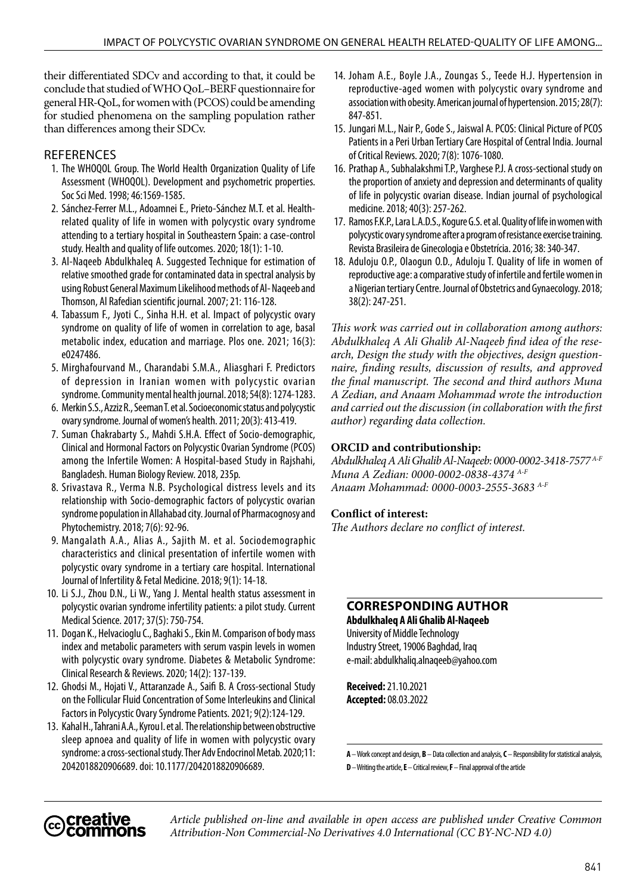their differentiated SDCv and according to that, it could be conclude that studied of WHO QoL–BERF questionnaire for general HR-QoL, for women with (PCOS) could be amending for studied phenomena on the sampling population rather than differences among their SDCv.

## REFERENCES

1. The WHOQOL Group. The World Health Organization Quality of Life Assessment (WHOQOL). Development and psychometric properties. Soc Sci Med. 1998; 46:1569-1585.
2. Sánchez-Ferrer M.L., Adoamnei E., Prieto-Sánchez M.T. et al. Health-related quality of life in women with polycystic ovary syndrome attending to a tertiary hospital in Southeastern Spain: a case-control study. Health and quality of life outcomes. 2020; 18(1): 1-10.
3. Al-Naqeeb Abdulkhaleq A. Suggested Technique for estimation of relative smoothed grade for contaminated data in spectral analysis by using Robust General Maximum Likelihood methods of Al- Naqeeb and Thomson, Al Rafedian scientific journal. 2007; 21: 116-128.
4. Tabassum F., Jyoti C., Sinha H.H. et al. Impact of polycystic ovary syndrome on quality of life of women in correlation to age, basal metabolic index, education and marriage. Plos one. 2021; 16(3): e0247486.
5. Mirghafourvand M., Charandabi S.M.A., Aliasghari F. Predictors of depression in Iranian women with polycystic ovarian syndrome. Community mental health journal. 2018; 54(8): 1274-1283.
6. Merkin S.S., Azziz R., Seeman T. et al. Socioeconomic status and polycystic ovary syndrome. Journal of women's health. 2011; 20(3): 413-419.
7. Suman Chakrabarty S., Mahdi S.H.A. Effect of Socio-demographic, Clinical and Hormonal Factors on Polycystic Ovarian Syndrome (PCOS) among the Infertile Women: A Hospital-based Study in Rajshahi, Bangladesh. Human Biology Review. 2018, 235p.
8. Srivastava R., Verma N.B. Psychological distress levels and its relationship with Socio-demographic factors of polycystic ovarian syndrome population in Allahabad city. Journal of Pharmacognosy and Phytochemistry. 2018; 7(6): 92-96.
9. Mangalath A.A., Alias A., Sajith M. et al. Sociodemographic characteristics and clinical presentation of infertile women with polycystic ovary syndrome in a tertiary care hospital. International Journal of Infertility & Fetal Medicine. 2018; 9(1): 14-18.
10. Li S.J., Zhou D.N., Li W., Yang J. Mental health status assessment in polycystic ovarian syndrome infertility patients: a pilot study. Current Medical Science. 2017; 37(5): 750-754.
11. Dogan K., Helvacioglu C., Baghaki S., Ekin M. Comparison of body mass index and metabolic parameters with serum vaspin levels in women with polycystic ovary syndrome. Diabetes & Metabolic Syndrome: Clinical Research & Reviews. 2020; 14(2): 137-139.
12. Ghodsi M., Hojati V., Attaranzade A., Saifi B. A Cross-sectional Study on the Follicular Fluid Concentration of Some Interleukins and Clinical Factors in Polycystic Ovary Syndrome Patients. 2021; 9(2):124-129.
13. Kahal H., Tahrani A.A., Kyrou I. et al. The relationship between obstructive sleep apnoea and quality of life in women with polycystic ovary syndrome: a cross-sectional study. Ther Adv Endocrinol Metab. 2020;11: 2042018820906689. doi: 10.1177/2042018820906689.
14. Joham A.E., Boyle J.A., Zoungas S., Teede H.J. Hypertension in reproductive-aged women with polycystic ovary syndrome and association with obesity. American journal of hypertension. 2015; 28(7): 847-851.
15. Jungari M.L., Nair P., Gode S., Jaiswal A. PCOS: Clinical Picture of PCOS Patients in a Peri Urban Tertiary Care Hospital of Central India. Journal of Critical Reviews. 2020; 7(8): 1076-1080.
16. Prathap A., Subhalakshmi T.P., Varghese P.J. A cross-sectional study on the proportion of anxiety and depression and determinants of quality of life in polycystic ovarian disease. Indian journal of psychological medicine. 2018; 40(3): 257-262.
17. Ramos F.K.P., Lara L.A.D.S., Kogure G.S. et al. Quality of life in women with polycystic ovary syndrome after a program of resistance exercise training. Revista Brasileira de Ginecologia e Obstetrícia. 2016; 38: 340-347.
18. Aduloju O.P., Olaogun O.D., Aduloju T. Quality of life in women of reproductive age: a comparative study of infertile and fertile women in a Nigerian tertiary Centre. Journal of Obstetrics and Gynaecology. 2018; 38(2): 247-251.

*This work was carried out in collaboration among authors: Abdulkhaleq A Ali Ghalib Al-Naqeeb find idea of the research, Design the study with the objectives, design questionnaire, finding results, discussion of results, and approved the final manuscript. The second and third authors Muna A Zedian, and Anaam Mohammad wrote the introduction and carried out the discussion (in collaboration with the first author) regarding data collection.*

**ORCID and contributionship:**

*Abdulkhaleq A Ali Ghalib Al-Naqeeb: 0000-0002-3418-7577 [A-F]*
*Muna A Zedian: 0000-0002-0838-4374 [A-F]*
*Anaam Mohammad: 0000-0003-2555-3683 [A-F]*

**Conflict of interest:**

*The Authors declare no conflict of interest.*

**CORRESPONDING AUTHOR**

**Abdulkhaleq A Ali Ghalib Al-Naqeeb**
University of Middle Technology
Industry Street, 19006 Baghdad, Iraq
e-mail: abdulkhaliq.alnaqeeb@yahoo.com

**Received:** 21.10.2021
**Accepted:** 08.03.2022

**A** – Work concept and design, **B** – Data collection and analysis, **C** – Responsibility for statistical analysis, **D** – Writing the article, **E** – Critical review, **F** – Final approval of the article

*Article published on-line and available in open access are published under Creative Common Attribution-Non Commercial-No Derivatives 4.0 International (CC BY-NC-ND 4.0)*